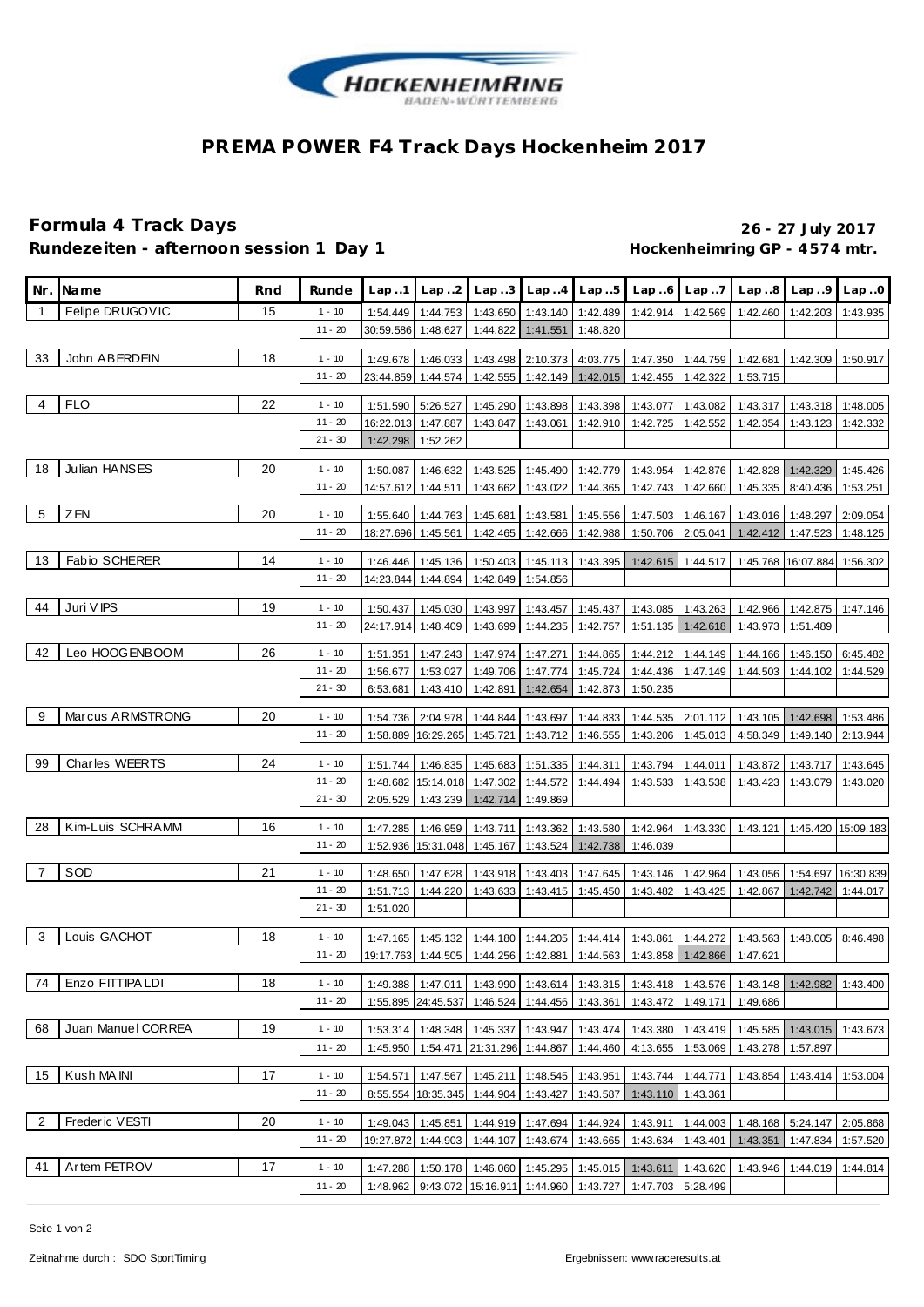# PREMA POWER F4 Track Days Hockenheim 2017

## Formula 4 Track Days

**26 - 27 July 2017**

**Rundezeiten - afternoon session 1 Day 1**

**Hockenheimring GP - 4574 mtr.**

| Nr. | Name | Rnd | Runde | Lap..1 | Lap..2 | Lap..3 | Lap..4 | Lap..5 | Lap..6 | Lap..7 | Lap..8 | Lap..9 | Lap..0 |
|---|---|---|---|---|---|---|---|---|---|---|---|---|---|
| 1 | Felipe DRUGOVIC | 15 | 1 - 10 | 1:54.449 | 1:44.753 | 1:43.650 | 1:43.140 | 1:42.489 | 1:42.914 | 1:42.569 | 1:42.460 | 1:42.203 | 1:43.935 |
| | | | 11 - 20 | 30:59.586 | 1:48.627 | 1:44.822 | 1:41.551 | 1:48.820 | | | | | |
| 33 | John ABERDEIN | 18 | 1 - 10 | 1:49.678 | 1:46.033 | 1:43.498 | 2:10.373 | 4:03.775 | 1:47.350 | 1:44.759 | 1:42.681 | 1:42.309 | 1:50.917 |
| | | | 11 - 20 | 23:44.859 | 1:44.574 | 1:42.555 | 1:42.149 | 1:42.015 | 1:42.455 | 1:42.322 | 1:53.715 | | |
| 4 | FLO | 22 | 1 - 10 | 1:51.590 | 5:26.527 | 1:45.290 | 1:43.898 | 1:43.398 | 1:43.077 | 1:43.082 | 1:43.317 | 1:43.318 | 1:48.005 |
| | | | 11 - 20 | 16:22.013 | 1:47.887 | 1:43.847 | 1:43.061 | 1:42.910 | 1:42.725 | 1:42.552 | 1:42.354 | 1:43.123 | 1:42.332 |
| | | | 21 - 30 | 1:42.298 | 1:52.262 | | | | | | | | |
| 18 | Julian HANSES | 20 | 1 - 10 | 1:50.087 | 1:46.632 | 1:43.525 | 1:45.490 | 1:42.779 | 1:43.954 | 1:42.876 | 1:42.828 | 1:42.329 | 1:45.426 |
| | | | 11 - 20 | 14:57.612 | 1:44.511 | 1:43.662 | 1:43.022 | 1:44.365 | 1:42.743 | 1:42.660 | 1:45.335 | 8:40.436 | 1:53.251 |
| 5 | ZEN | 20 | 1 - 10 | 1:55.640 | 1:44.763 | 1:45.681 | 1:43.581 | 1:45.556 | 1:47.503 | 1:46.167 | 1:43.016 | 1:48.297 | 2:09.054 |
| | | | 11 - 20 | 18:27.696 | 1:45.561 | 1:42.465 | 1:42.666 | 1:42.988 | 1:50.706 | 2:05.041 | 1:42.412 | 1:47.523 | 1:48.125 |
| 13 | Fabio SCHERER | 14 | 1 - 10 | 1:46.446 | 1:45.136 | 1:50.403 | 1:45.113 | 1:43.395 | 1:42.615 | 1:44.517 | 1:45.768 | 16:07.884 | 1:56.302 |
| | | | 11 - 20 | 14:23.844 | 1:44.894 | 1:42.849 | 1:54.856 | | | | | | |
| 44 | Juri VIPS | 19 | 1 - 10 | 1:50.437 | 1:45.030 | 1:43.997 | 1:43.457 | 1:45.437 | 1:43.085 | 1:43.263 | 1:42.966 | 1:42.875 | 1:47.146 |
| | | | 11 - 20 | 24:17.914 | 1:48.409 | 1:43.699 | 1:44.235 | 1:42.757 | 1:51.135 | 1:42.618 | 1:43.973 | 1:51.489 | |
| 42 | Leo HOOGENBOOM | 26 | 1 - 10 | 1:51.351 | 1:47.243 | 1:47.974 | 1:47.271 | 1:44.865 | 1:44.212 | 1:44.149 | 1:44.166 | 1:46.150 | 6:45.482 |
| | | | 11 - 20 | 1:56.677 | 1:53.027 | 1:49.706 | 1:47.774 | 1:45.724 | 1:44.436 | 1:47.149 | 1:44.503 | 1:44.102 | 1:44.529 |
| | | | 21 - 30 | 6:53.681 | 1:43.410 | 1:42.891 | 1:42.654 | 1:42.873 | 1:50.235 | | | | |
| 9 | Marcus ARMSTRONG | 20 | 1 - 10 | 1:54.736 | 2:04.978 | 1:44.844 | 1:43.697 | 1:44.833 | 1:44.535 | 2:01.112 | 1:43.105 | 1:42.698 | 1:53.486 |
| | | | 11 - 20 | 1:58.889 | 16:29.265 | 1:45.721 | 1:43.712 | 1:46.555 | 1:43.206 | 1:45.013 | 4:58.349 | 1:49.140 | 2:13.944 |
| 99 | Charles WEERTS | 24 | 1 - 10 | 1:51.744 | 1:46.835 | 1:45.683 | 1:51.335 | 1:44.311 | 1:43.794 | 1:44.011 | 1:43.872 | 1:43.717 | 1:43.645 |
| | | | 11 - 20 | 1:48.682 | 15:14.018 | 1:47.302 | 1:44.572 | 1:44.494 | 1:43.533 | 1:43.538 | 1:43.423 | 1:43.079 | 1:43.020 |
| | | | 21 - 30 | 2:05.529 | 1:43.239 | 1:42.714 | 1:49.869 | | | | | | |
| 28 | Kim-Luis SCHRAMM | 16 | 1 - 10 | 1:47.285 | 1:46.959 | 1:43.711 | 1:43.362 | 1:43.580 | 1:42.964 | 1:43.330 | 1:43.121 | 1:45.420 | 15:09.183 |
| | | | 11 - 20 | 1:52.936 | 15:31.048 | 1:45.167 | 1:43.524 | 1:42.738 | 1:46.039 | | | | |
| 7 | SOD | 21 | 1 - 10 | 1:48.650 | 1:47.628 | 1:43.918 | 1:43.403 | 1:47.645 | 1:43.146 | 1:42.964 | 1:43.056 | 1:54.697 | 16:30.839 |
| | | | 11 - 20 | 1:51.713 | 1:44.220 | 1:43.633 | 1:43.415 | 1:45.450 | 1:43.482 | 1:43.425 | 1:42.867 | 1:42.742 | 1:44.017 |
| | | | 21 - 30 | 1:51.020 | | | | | | | | | |
| 3 | Louis GACHOT | 18 | 1 - 10 | 1:47.165 | 1:45.132 | 1:44.180 | 1:44.205 | 1:44.414 | 1:43.861 | 1:44.272 | 1:43.563 | 1:48.005 | 8:46.498 |
| | | | 11 - 20 | 19:17.763 | 1:44.505 | 1:44.256 | 1:42.881 | 1:44.563 | 1:43.858 | 1:42.866 | 1:47.621 | | |
| 74 | Enzo FITTIPALDI | 18 | 1 - 10 | 1:49.388 | 1:47.011 | 1:43.990 | 1:43.614 | 1:43.315 | 1:43.418 | 1:43.576 | 1:43.148 | 1:42.982 | 1:43.400 |
| | | | 11 - 20 | 1:55.895 | 24:45.537 | 1:46.524 | 1:44.456 | 1:43.361 | 1:43.472 | 1:49.171 | 1:49.686 | | |
| 68 | Juan Manuel CORREA | 19 | 1 - 10 | 1:53.314 | 1:48.348 | 1:45.337 | 1:43.947 | 1:43.474 | 1:43.380 | 1:43.419 | 1:45.585 | 1:43.015 | 1:43.673 |
| | | | 11 - 20 | 1:45.950 | 1:54.471 | 21:31.296 | 1:44.867 | 1:44.460 | 4:13.655 | 1:53.069 | 1:43.278 | 1:57.897 | |
| 15 | Kush MAINI | 17 | 1 - 10 | 1:54.571 | 1:47.567 | 1:45.211 | 1:48.545 | 1:43.951 | 1:43.744 | 1:44.771 | 1:43.854 | 1:43.414 | 1:53.004 |
| | | | 11 - 20 | 8:55.554 | 18:35.345 | 1:44.904 | 1:43.427 | 1:43.587 | 1:43.110 | 1:43.361 | | | |
| 2 | Frederic VESTI | 20 | 1 - 10 | 1:49.043 | 1:45.851 | 1:44.919 | 1:47.694 | 1:44.924 | 1:43.911 | 1:44.003 | 1:48.168 | 5:24.147 | 2:05.868 |
| | | | 11 - 20 | 19:27.872 | 1:44.903 | 1:44.107 | 1:43.674 | 1:43.665 | 1:43.634 | 1:43.401 | 1:43.351 | 1:47.834 | 1:57.520 |
| 41 | Artem PETROV | 17 | 1 - 10 | 1:47.288 | 1:50.178 | 1:46.060 | 1:45.295 | 1:45.015 | 1:43.611 | 1:43.620 | 1:43.946 | 1:44.019 | 1:44.814 |
| | | | 11 - 20 | 1:48.962 | 9:43.072 | 15:16.911 | 1:44.960 | 1:43.727 | 1:47.703 | 5:28.499 | | | |

Zeitnahme durch : SDO SportTiming

Ergebnissen: www.raceresults.at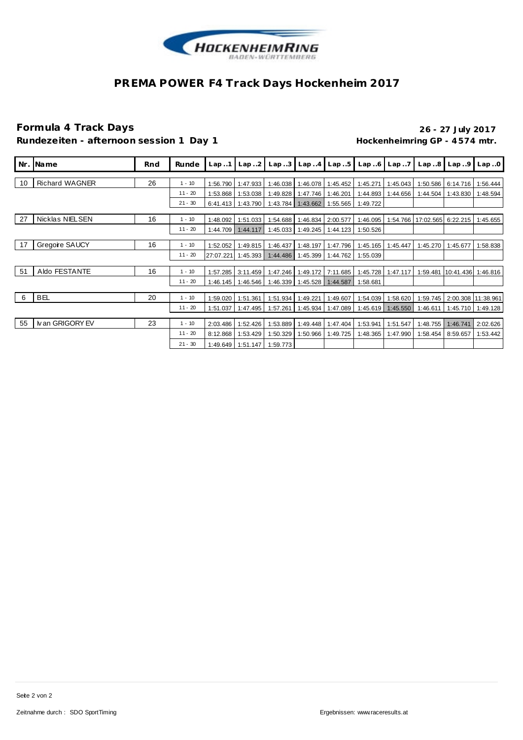# PREMA POWER F4 Track Days Hockenheim 2017

## Formula 4 Track Days

**26 - 27 July 2017**

**Rundezeiten - afternoon session 1 Day 1**

**Hockenheimring GP - 4574 mtr.**

| Nr. | Name | Rnd | Runde | Lap ..1 | Lap ..2 | Lap ..3 | Lap ..4 | Lap ..5 | Lap ..6 | Lap ..7 | Lap ..8 | Lap ..9 | Lap ..0 |
|---|---|---|---|---|---|---|---|---|---|---|---|---|---|
| 10 | Richard WAGNER | 26 | 1 - 10 | 1:56.790 | 1:47.933 | 1:46.038 | 1:46.078 | 1:45.452 | 1:45.271 | 1:45.043 | 1:50.586 | 6:14.716 | 1:56.444 |
| | | | 11 - 20 | 1:53.868 | 1:53.038 | 1:49.828 | 1:47.746 | 1:46.201 | 1:44.893 | 1:44.656 | 1:44.504 | 1:43.830 | 1:48.594 |
| | | | 21 - 30 | 6:41.413 | 1:43.790 | 1:43.784 | 1:43.662 | 1:55.565 | 1:49.722 | | | | |
| 27 | Nicklas NIELSEN | 16 | 1 - 10 | 1:48.092 | 1:51.033 | 1:54.688 | 1:46.834 | 2:00.577 | 1:46.095 | 1:54.766 | 17:02.565 | 6:22.215 | 1:45.655 |
| | | | 11 - 20 | 1:44.709 | 1:44.117 | 1:45.033 | 1:49.245 | 1:44.123 | 1:50.526 | | | | |
| 17 | Gregoire SAUCY | 16 | 1 - 10 | 1:52.052 | 1:49.815 | 1:46.437 | 1:48.197 | 1:47.796 | 1:45.165 | 1:45.447 | 1:45.270 | 1:45.677 | 1:58.838 |
| | | | 11 - 20 | 27:07.221 | 1:45.393 | 1:44.486 | 1:45.399 | 1:44.762 | 1:55.039 | | | | |
| 51 | Aldo FESTANTE | 16 | 1 - 10 | 1:57.285 | 3:11.459 | 1:47.246 | 1:49.172 | 7:11.685 | 1:45.728 | 1:47.117 | 1:59.481 | 10:41.436 | 1:46.816 |
| | | | 11 - 20 | 1:46.145 | 1:46.546 | 1:46.339 | 1:45.528 | 1:44.587 | 1:58.681 | | | | |
| 6 | BEL | 20 | 1 - 10 | 1:59.020 | 1:51.361 | 1:51.934 | 1:49.221 | 1:49.607 | 1:54.039 | 1:58.620 | 1:59.745 | 2:00.308 | 11:38.961 |
| | | | 11 - 20 | 1:51.037 | 1:47.495 | 1:57.261 | 1:45.934 | 1:47.089 | 1:45.619 | 1:45.550 | 1:46.611 | 1:45.710 | 1:49.128 |
| 55 | Ivan GRIGORYEV | 23 | 1 - 10 | 2:03.486 | 1:52.426 | 1:53.889 | 1:49.448 | 1:47.404 | 1:53.941 | 1:51.547 | 1:48.755 | 1:46.741 | 2:02.626 |
| | | | 11 - 20 | 8:12.868 | 1:53.429 | 1:50.329 | 1:50.966 | 1:49.725 | 1:48.365 | 1:47.990 | 1:58.454 | 8:59.657 | 1:53.442 |
| | | | 21 - 30 | 1:49.649 | 1:51.147 | 1:59.773 | | | | | | | |

Zeitnahme durch : SDO SportTiming

Ergebnissen: www.raceresults.at